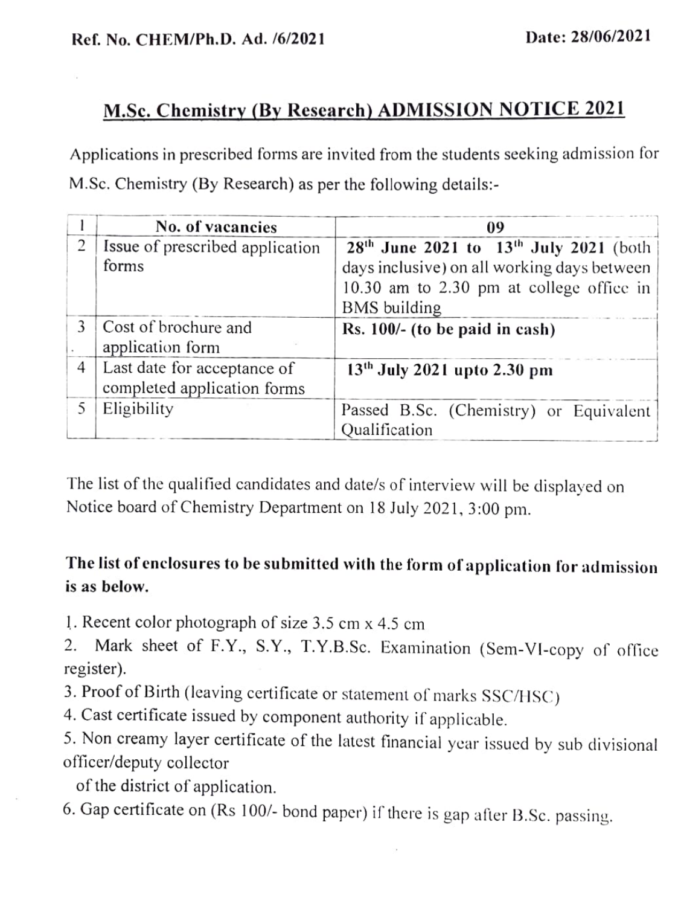**Ref. No. CHEM/Ph.D. Ad. /6/2021** **Date: 28/06/2021**

## M.Sc. Chemistry (By Research) ADMISSION NOTICE 2021

Applications in prescribed forms are invited from the students seeking admission for M.Sc. Chemistry (By Research) as per the following details:-

| 1 | No. of vacancies | 09 |
|---|---|---|
| 2 | Issue of prescribed application forms | **28th June 2021 to 13th July 2021** (both days inclusive) on all working days between 10.30 am to 2.30 pm at college office in BMS building |
| 3 | Cost of brochure and application form | **Rs. 100/- (to be paid in cash)** |
| 4 | Last date for acceptance of completed application forms | **13th July 2021 upto 2.30 pm** |
| 5 | Eligibility | Passed B.Sc. (Chemistry) or Equivalent Qualification |

The list of the qualified candidates and date/s of interview will be displayed on Notice board of Chemistry Department on 18 July 2021, 3:00 pm.

**The list of enclosures to be submitted with the form of application for admission is as below.**

1. Recent color photograph of size 3.5 cm x 4.5 cm
2. Mark sheet of F.Y., S.Y., T.Y.B.Sc. Examination (Sem-VI-copy of office register).
3. Proof of Birth (leaving certificate or statement of marks SSC/HSC)
4. Cast certificate issued by component authority if applicable.
5. Non creamy layer certificate of the latest financial year issued by sub divisional officer/deputy collector of the district of application.
6. Gap certificate on (Rs 100/- bond paper) if there is gap after B.Sc. passing.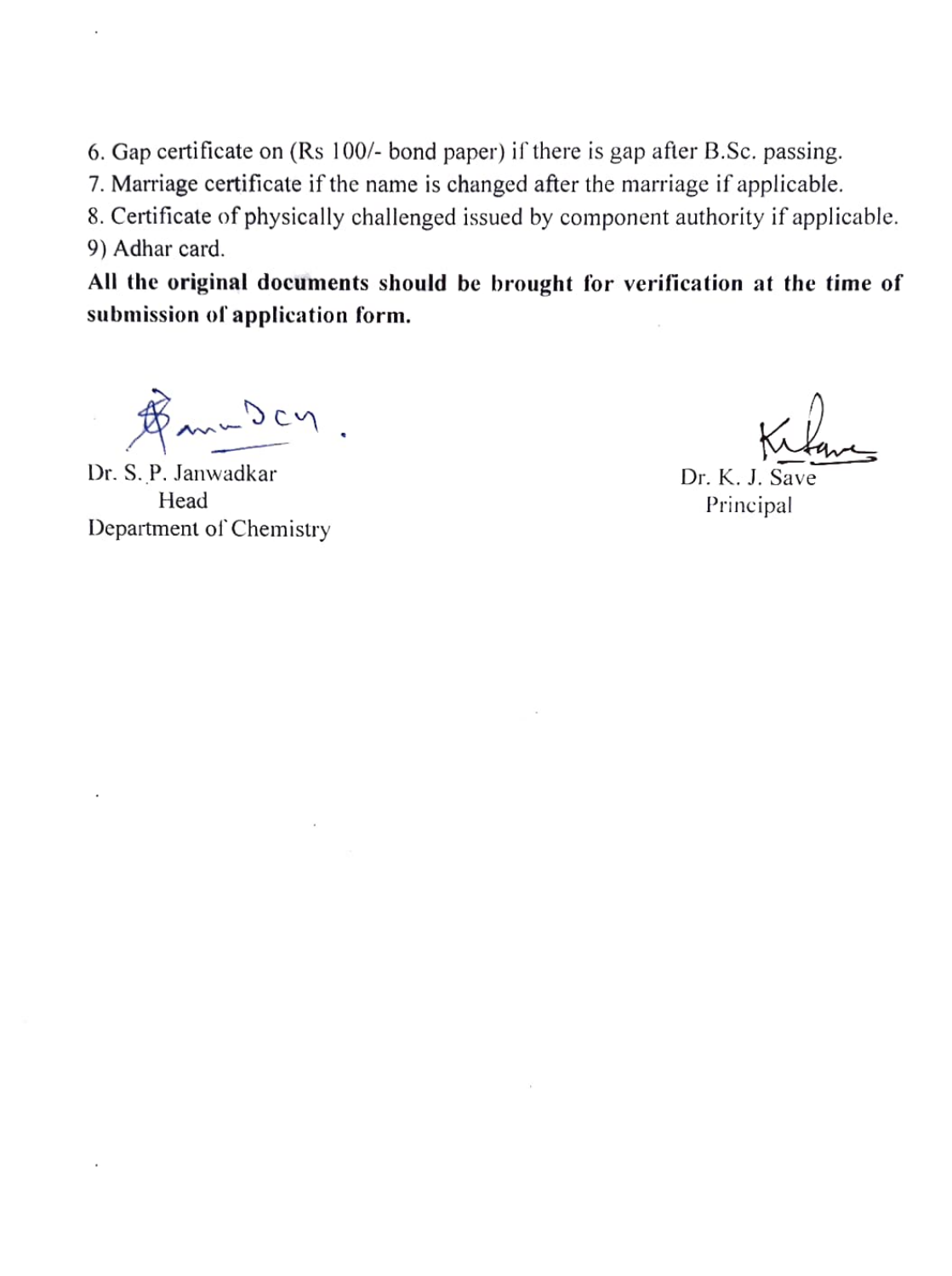6. Gap certificate on (Rs 100/- bond paper) if there is gap after B.Sc. passing.
7. Marriage certificate if the name is changed after the marriage if applicable.
8. Certificate of physically challenged issued by component authority if applicable.
9) Adhar card.

**All the original documents should be brought for verification at the time of submission of application form.**

Dr. S. P. Janwadkar
Head
Department of Chemistry

Dr. K. J. Save
Principal